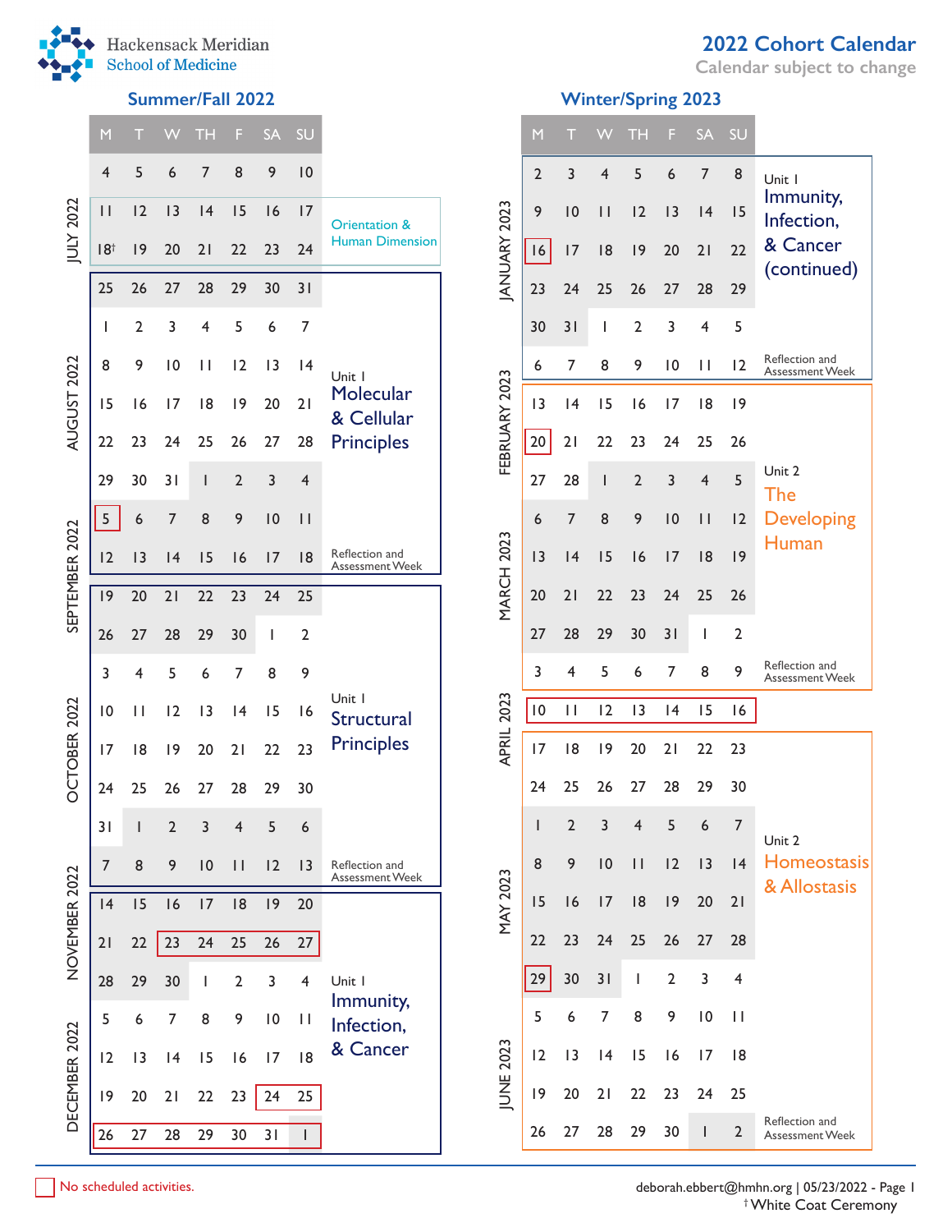Hackensack Meridian School of Medicine

# 2022 Cohort Calendar

Calendar subject to change

## Summer/Fall 2022

| Month | M | T | W | TH | F | SA | SU | Unit |
|---|---|---|---|---|---|---|---|---|
| JULY 2022 | 4 | 5 | 6 | 7 | 8 | 9 | 10 | |
| | 11 | 12 | 13 | 14 | 15 | 16 | 17 | Orientation & Human Dimension |
| | 18† | 19 | 20 | 21 | 22 | 23 | 24 | Orientation & Human Dimension |
| | 25 | 26 | 27 | 28 | 29 | 30 | 31 | Unit 1 Molecular & Cellular Principles |
| AUGUST 2022 | 1 | 2 | 3 | 4 | 5 | 6 | 7 | Unit 1 Molecular & Cellular Principles |
| | 8 | 9 | 10 | 11 | 12 | 13 | 14 | Unit 1 Molecular & Cellular Principles |
| | 15 | 16 | 17 | 18 | 19 | 20 | 21 | Unit 1 Molecular & Cellular Principles |
| | 22 | 23 | 24 | 25 | 26 | 27 | 28 | Unit 1 Molecular & Cellular Principles |
| | 29 | 30 | 31 | 1 | 2 | 3 | 4 | Unit 1 Molecular & Cellular Principles |
| SEPTEMBER 2022 | 5 | 6 | 7 | 8 | 9 | 10 | 11 | Unit 1 Molecular & Cellular Principles |
| | 12 | 13 | 14 | 15 | 16 | 17 | 18 | Reflection and Assessment Week |
| | 19 | 20 | 21 | 22 | 23 | 24 | 25 | Unit 1 Structural Principles |
| | 26 | 27 | 28 | 29 | 30 | 1 | 2 | Unit 1 Structural Principles |
| OCTOBER 2022 | 3 | 4 | 5 | 6 | 7 | 8 | 9 | Unit 1 Structural Principles |
| | 10 | 11 | 12 | 13 | 14 | 15 | 16 | Unit 1 Structural Principles |
| | 17 | 18 | 19 | 20 | 21 | 22 | 23 | Unit 1 Structural Principles |
| | 24 | 25 | 26 | 27 | 28 | 29 | 30 | Unit 1 Structural Principles |
| | 31 | 1 | 2 | 3 | 4 | 5 | 6 | Unit 1 Structural Principles |
| NOVEMBER 2022 | 7 | 8 | 9 | 10 | 11 | 12 | 13 | Reflection and Assessment Week |
| | 14 | 15 | 16 | 17 | 18 | 19 | 20 | Unit 1 Immunity, Infection, & Cancer |
| | 21 | 22 | 23 | 24 | 25 | 26 | 27 | Unit 1 Immunity, Infection, & Cancer |
| | 28 | 29 | 30 | 1 | 2 | 3 | 4 | Unit 1 Immunity, Infection, & Cancer |
| DECEMBER 2022 | 5 | 6 | 7 | 8 | 9 | 10 | 11 | Unit 1 Immunity, Infection, & Cancer |
| | 12 | 13 | 14 | 15 | 16 | 17 | 18 | Unit 1 Immunity, Infection, & Cancer |
| | 19 | 20 | 21 | 22 | 23 | 24 | 25 | Unit 1 Immunity, Infection, & Cancer |
| | 26 | 27 | 28 | 29 | 30 | 31 | 1 | Unit 1 Immunity, Infection, & Cancer |

No scheduled activities (Summer/Fall 2022): September 5; November 23–27; December 24–25; December 26 – January 1.

## Winter/Spring 2023

| Month | M | T | W | TH | F | SA | SU | Unit |
|---|---|---|---|---|---|---|---|---|
| JANUARY 2023 | 2 | 3 | 4 | 5 | 6 | 7 | 8 | Unit 1 Immunity, Infection, & Cancer (continued) |
| | 9 | 10 | 11 | 12 | 13 | 14 | 15 | Unit 1 Immunity, Infection, & Cancer (continued) |
| | 16 | 17 | 18 | 19 | 20 | 21 | 22 | Unit 1 Immunity, Infection, & Cancer (continued) |
| | 23 | 24 | 25 | 26 | 27 | 28 | 29 | Unit 1 Immunity, Infection, & Cancer (continued) |
| | 30 | 31 | 1 | 2 | 3 | 4 | 5 | Unit 1 Immunity, Infection, & Cancer (continued) |
| FEBRUARY 2023 | 6 | 7 | 8 | 9 | 10 | 11 | 12 | Reflection and Assessment Week |
| | 13 | 14 | 15 | 16 | 17 | 18 | 19 | Unit 2 The Developing Human |
| | 20 | 21 | 22 | 23 | 24 | 25 | 26 | Unit 2 The Developing Human |
| | 27 | 28 | 1 | 2 | 3 | 4 | 5 | Unit 2 The Developing Human |
| MARCH 2023 | 6 | 7 | 8 | 9 | 10 | 11 | 12 | Unit 2 The Developing Human |
| | 13 | 14 | 15 | 16 | 17 | 18 | 19 | Unit 2 The Developing Human |
| | 20 | 21 | 22 | 23 | 24 | 25 | 26 | Unit 2 The Developing Human |
| | 27 | 28 | 29 | 30 | 31 | 1 | 2 | Unit 2 The Developing Human |
| APRIL 2023 | 3 | 4 | 5 | 6 | 7 | 8 | 9 | Reflection and Assessment Week |
| | 10 | 11 | 12 | 13 | 14 | 15 | 16 | |
| | 17 | 18 | 19 | 20 | 21 | 22 | 23 | Unit 2 Homeostasis & Allostasis |
| | 24 | 25 | 26 | 27 | 28 | 29 | 30 | Unit 2 Homeostasis & Allostasis |
| MAY 2023 | 1 | 2 | 3 | 4 | 5 | 6 | 7 | Unit 2 Homeostasis & Allostasis |
| | 8 | 9 | 10 | 11 | 12 | 13 | 14 | Unit 2 Homeostasis & Allostasis |
| | 15 | 16 | 17 | 18 | 19 | 20 | 21 | Unit 2 Homeostasis & Allostasis |
| | 22 | 23 | 24 | 25 | 26 | 27 | 28 | Unit 2 Homeostasis & Allostasis |
| | 29 | 30 | 31 | 1 | 2 | 3 | 4 | Unit 2 Homeostasis & Allostasis |
| JUNE 2023 | 5 | 6 | 7 | 8 | 9 | 10 | 11 | Unit 2 Homeostasis & Allostasis |
| | 12 | 13 | 14 | 15 | 16 | 17 | 18 | Unit 2 Homeostasis & Allostasis |
| | 19 | 20 | 21 | 22 | 23 | 24 | 25 | Unit 2 Homeostasis & Allostasis |
| | 26 | 27 | 28 | 29 | 30 | 1 | 2 | Reflection and Assessment Week |

No scheduled activities (Winter/Spring 2023): January 16; February 20; April 10–16; May 29.

No scheduled activities.

deborah.ebbert@hmhn.org | 05/23/2022

† White Coat Ceremony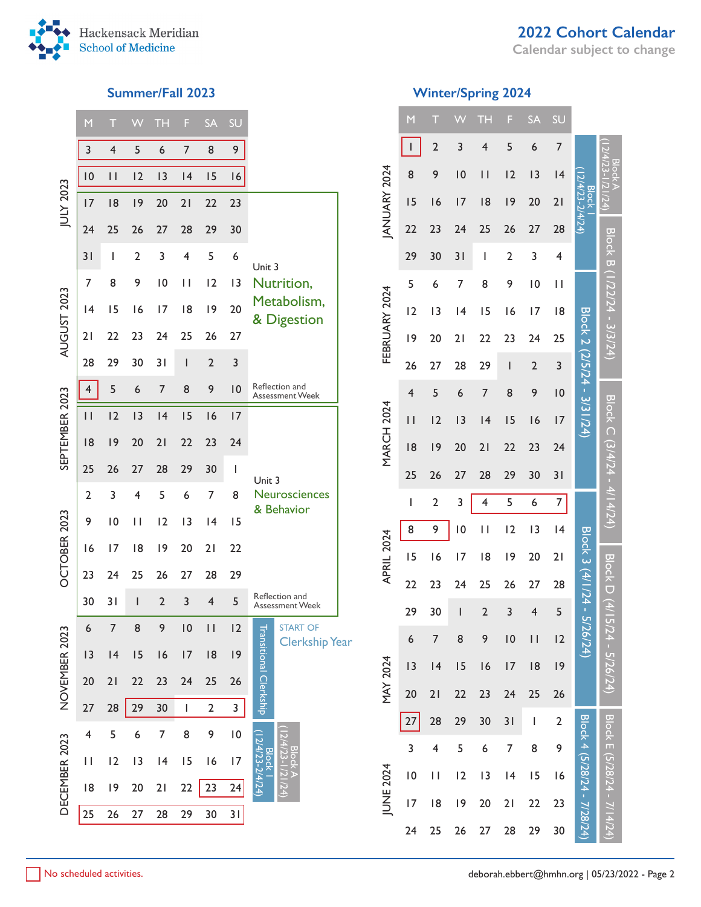# 2022 Cohort Calendar

Calendar subject to change

## Summer/Fall 2023

| Month | M | T | W | TH | F | SA | SU | Notes |
|---|---|---|---|---|---|---|---|---|
| JULY 2023 | 3 | 4 | 5 | 6 | 7 | 8 | 9 | No scheduled activities |
| | 10 | 11 | 12 | 13 | 14 | 15 | 16 | No scheduled activities |
| | 17 | 18 | 19 | 20 | 21 | 22 | 23 | Unit 3 Nutrition, Metabolism, & Digestion |
| | 24 | 25 | 26 | 27 | 28 | 29 | 30 | |
| | 31 | 1 | 2 | 3 | 4 | 5 | 6 | |
| AUGUST 2023 | 7 | 8 | 9 | 10 | 11 | 12 | 13 | |
| | 14 | 15 | 16 | 17 | 18 | 19 | 20 | |
| | 21 | 22 | 23 | 24 | 25 | 26 | 27 | |
| | 28 | 29 | 30 | 31 | 1 | 2 | 3 | |
| SEPTEMBER 2023 | 4 | 5 | 6 | 7 | 8 | 9 | 10 | Reflection and Assessment Week (4: No scheduled activities) |
| | 11 | 12 | 13 | 14 | 15 | 16 | 17 | Unit 3 Neurosciences & Behavior |
| | 18 | 19 | 20 | 21 | 22 | 23 | 24 | |
| | 25 | 26 | 27 | 28 | 29 | 30 | 1 | |
| OCTOBER 2023 | 2 | 3 | 4 | 5 | 6 | 7 | 8 | |
| | 9 | 10 | 11 | 12 | 13 | 14 | 15 | |
| | 16 | 17 | 18 | 19 | 20 | 21 | 22 | |
| | 23 | 24 | 25 | 26 | 27 | 28 | 29 | |
| | 30 | 31 | 1 | 2 | 3 | 4 | 5 | Reflection and Assessment Week |
| NOVEMBER 2023 | 6 | 7 | 8 | 9 | 10 | 11 | 12 | START OF Clerkship Year; Transitional Clerkship |
| | 13 | 14 | 15 | 16 | 17 | 18 | 19 | Transitional Clerkship |
| | 20 | 21 | 22 | 23 | 24 | 25 | 26 | Transitional Clerkship |
| | 27 | 28 | 29 | 30 | 1 | 2 | 3 | Transitional Clerkship (29–3: No scheduled activities) |
| DECEMBER 2023 | 4 | 5 | 6 | 7 | 8 | 9 | 10 | Block 1 (12/4/23-2/4/24); Block A (12/4/23-1/21/24) |
| | 11 | 12 | 13 | 14 | 15 | 16 | 17 | |
| | 18 | 19 | 20 | 21 | 22 | 23 | 24 | (23–24: No scheduled activities) |
| | 25 | 26 | 27 | 28 | 29 | 30 | 31 | No scheduled activities |

## Winter/Spring 2024

| Month | M | T | W | TH | F | SA | SU | Blocks |
|---|---|---|---|---|---|---|---|---|
| JANUARY 2024 | 1 | 2 | 3 | 4 | 5 | 6 | 7 | Block 1 (12/4/23-2/4/24); Block A (12/4/23-1/21/24) (1: No scheduled activities) |
| | 8 | 9 | 10 | 11 | 12 | 13 | 14 | |
| | 15 | 16 | 17 | 18 | 19 | 20 | 21 | |
| | 22 | 23 | 24 | 25 | 26 | 27 | 28 | Block B (1/22/24 - 3/3/24) |
| | 29 | 30 | 31 | 1 | 2 | 3 | 4 | |
| FEBRUARY 2024 | 5 | 6 | 7 | 8 | 9 | 10 | 11 | Block 2 (2/5/24 - 3/31/24) |
| | 12 | 13 | 14 | 15 | 16 | 17 | 18 | |
| | 19 | 20 | 21 | 22 | 23 | 24 | 25 | |
| | 26 | 27 | 28 | 29 | 1 | 2 | 3 | |
| MARCH 2024 | 4 | 5 | 6 | 7 | 8 | 9 | 10 | Block C (3/4/24 - 4/14/24) |
| | 11 | 12 | 13 | 14 | 15 | 16 | 17 | |
| | 18 | 19 | 20 | 21 | 22 | 23 | 24 | |
| | 25 | 26 | 27 | 28 | 29 | 30 | 31 | |
| APRIL 2024 | 1 | 2 | 3 | 4 | 5 | 6 | 7 | Block 3 (4/1/24 - 5/26/24) (4–7: No scheduled activities) |
| | 8 | 9 | 10 | 11 | 12 | 13 | 14 | (8–9: No scheduled activities) |
| | 15 | 16 | 17 | 18 | 19 | 20 | 21 | Block D (4/15/24 - 5/26/24) |
| | 22 | 23 | 24 | 25 | 26 | 27 | 28 | |
| | 29 | 30 | 1 | 2 | 3 | 4 | 5 | |
| MAY 2024 | 6 | 7 | 8 | 9 | 10 | 11 | 12 | |
| | 13 | 14 | 15 | 16 | 17 | 18 | 19 | |
| | 20 | 21 | 22 | 23 | 24 | 25 | 26 | |
| | 27 | 28 | 29 | 30 | 31 | 1 | 2 | Block 4 (5/28/24 - 7/28/24); Block E (5/28/24 - 7/14/24) (27: No scheduled activities) |
| JUNE 2024 | 3 | 4 | 5 | 6 | 7 | 8 | 9 | |
| | 10 | 11 | 12 | 13 | 14 | 15 | 16 | |
| | 17 | 18 | 19 | 20 | 21 | 22 | 23 | |
| | 24 | 25 | 26 | 27 | 28 | 29 | 30 | |

No scheduled activities.

deborah.ebbert@hmhn.org | 05/23/2022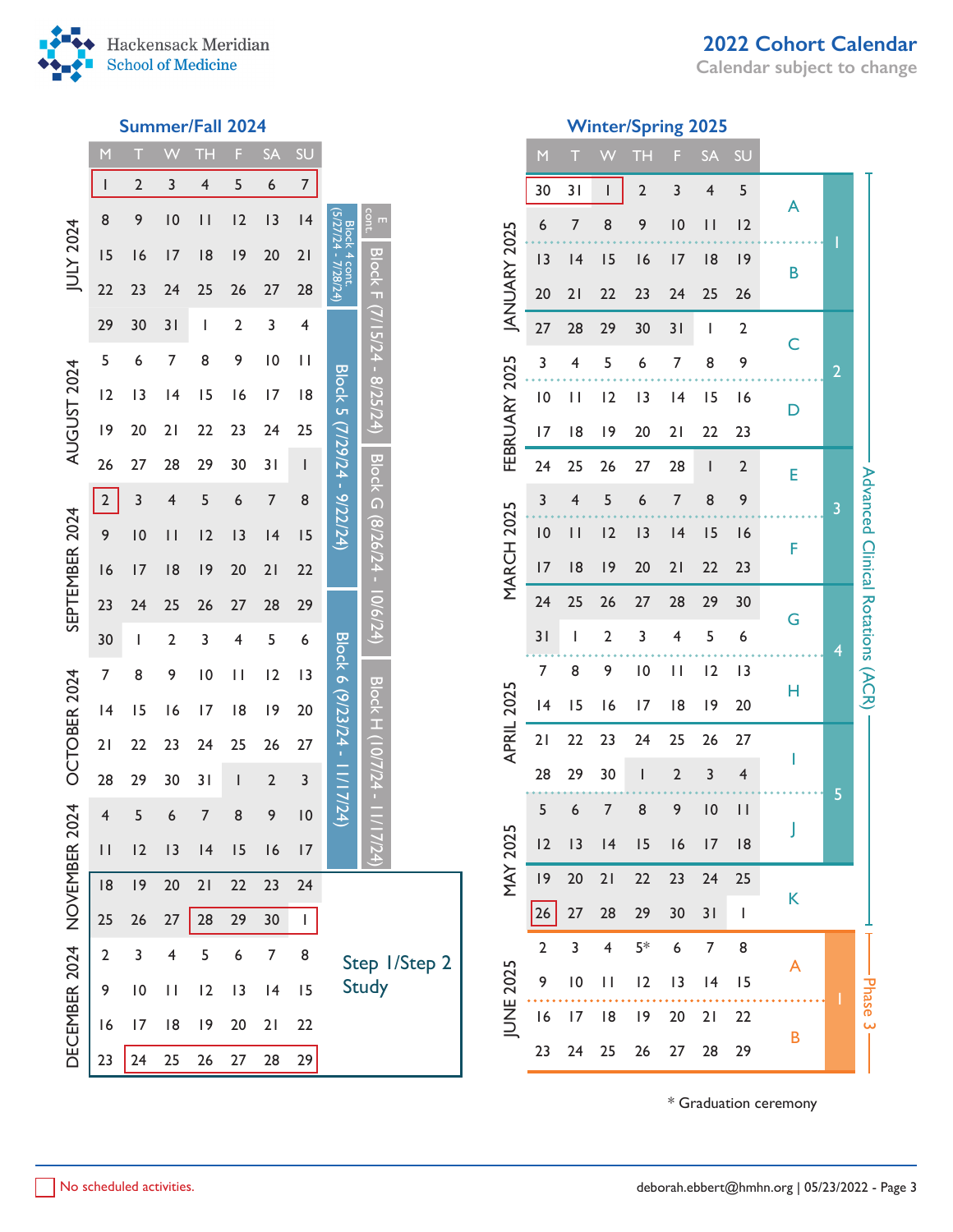# 2022 Cohort Calendar

Calendar subject to change

## Summer/Fall 2024

| Month | M | T | W | TH | F | SA | SU | Block | Block |
|---|---|---|---|---|---|---|---|---|---|
| JULY 2024 | 1 | 2 | 3 | 4 | 5 | 6 | 7 | Block 4 cont. (5/27/24 - 7/28/24) | E cont. |
| | 8 | 9 | 10 | 11 | 12 | 13 | 14 | | |
| | 15 | 16 | 17 | 18 | 19 | 20 | 21 | | Block F (7/15/24 - 8/25/24) |
| | 22 | 23 | 24 | 25 | 26 | 27 | 28 | | |
| AUGUST 2024 | 29 | 30 | 31 | 1 | 2 | 3 | 4 | Block 5 (7/29/24 - 9/22/24) | |
| | 5 | 6 | 7 | 8 | 9 | 10 | 11 | | |
| | 12 | 13 | 14 | 15 | 16 | 17 | 18 | | |
| | 19 | 20 | 21 | 22 | 23 | 24 | 25 | | |
| SEPTEMBER 2024 | 26 | 27 | 28 | 29 | 30 | 31 | 1 | | Block G (8/26/24 - 10/6/24) |
| | 2 | 3 | 4 | 5 | 6 | 7 | 8 | | |
| | 9 | 10 | 11 | 12 | 13 | 14 | 15 | | |
| | 16 | 17 | 18 | 19 | 20 | 21 | 22 | | |
| | 23 | 24 | 25 | 26 | 27 | 28 | 29 | Block 6 (9/23/24 - 11/17/24) | |
| OCTOBER 2024 | 30 | 1 | 2 | 3 | 4 | 5 | 6 | | |
| | 7 | 8 | 9 | 10 | 11 | 12 | 13 | | Block H (10/7/24 - 11/17/24) |
| | 14 | 15 | 16 | 17 | 18 | 19 | 20 | | |
| | 21 | 22 | 23 | 24 | 25 | 26 | 27 | | |
| | 28 | 29 | 30 | 31 | 1 | 2 | 3 | | |
| NOVEMBER 2024 | 4 | 5 | 6 | 7 | 8 | 9 | 10 | | |
| | 11 | 12 | 13 | 14 | 15 | 16 | 17 | | |
| | 18 | 19 | 20 | 21 | 22 | 23 | 24 | Step 1/Step 2 Study | |
| DECEMBER 2024 | 25 | 26 | 27 | 28 | 29 | 30 | 1 | | |
| | 2 | 3 | 4 | 5 | 6 | 7 | 8 | | |
| | 9 | 10 | 11 | 12 | 13 | 14 | 15 | | |
| | 16 | 17 | 18 | 19 | 20 | 21 | 22 | | |
| | 23 | 24 | 25 | 26 | 27 | 28 | 29 | | |

## Winter/Spring 2025

| Month | M | T | W | TH | F | SA | SU | Block | Period | |
|---|---|---|---|---|---|---|---|---|---|---|
| JANUARY 2025 | 30 | 31 | 1 | 2 | 3 | 4 | 5 | A | 1 | Advanced Clinical Rotations (ACR) |
| | 6 | 7 | 8 | 9 | 10 | 11 | 12 | | | |
| | 13 | 14 | 15 | 16 | 17 | 18 | 19 | B | | |
| | 20 | 21 | 22 | 23 | 24 | 25 | 26 | | | |
| FEBRUARY 2025 | 27 | 28 | 29 | 30 | 31 | 1 | 2 | C | 2 | |
| | 3 | 4 | 5 | 6 | 7 | 8 | 9 | | | |
| | 10 | 11 | 12 | 13 | 14 | 15 | 16 | D | | |
| | 17 | 18 | 19 | 20 | 21 | 22 | 23 | | | |
| MARCH 2025 | 24 | 25 | 26 | 27 | 28 | 1 | 2 | E | 3 | |
| | 3 | 4 | 5 | 6 | 7 | 8 | 9 | | | |
| | 10 | 11 | 12 | 13 | 14 | 15 | 16 | F | | |
| | 17 | 18 | 19 | 20 | 21 | 22 | 23 | | | |
| | 24 | 25 | 26 | 27 | 28 | 29 | 30 | G | 4 | |
| APRIL 2025 | 31 | 1 | 2 | 3 | 4 | 5 | 6 | | | |
| | 7 | 8 | 9 | 10 | 11 | 12 | 13 | H | | |
| | 14 | 15 | 16 | 17 | 18 | 19 | 20 | | | |
| | 21 | 22 | 23 | 24 | 25 | 26 | 27 | I | 5 | |
| MAY 2025 | 28 | 29 | 30 | 1 | 2 | 3 | 4 | | | |
| | 5 | 6 | 7 | 8 | 9 | 10 | 11 | J | | |
| | 12 | 13 | 14 | 15 | 16 | 17 | 18 | | | |
| | 19 | 20 | 21 | 22 | 23 | 24 | 25 | K | | |
| | 26 | 27 | 28 | 29 | 30 | 31 | 1 | | | |
| JUNE 2025 | 2 | 3 | 4 | 5* | 6 | 7 | 8 | A | 1 | Phase 3 |
| | 9 | 10 | 11 | 12 | 13 | 14 | 15 | | | |
| | 16 | 17 | 18 | 19 | 20 | 21 | 22 | B | | |
| | 23 | 24 | 25 | 26 | 27 | 28 | 29 | | | |

\* Graduation ceremony

No scheduled activities (outlined in red): July 1–7, 2024; September 2, 2024; November 28–December 1, 2024; December 24–29, 2024; December 30, 2024–January 1, 2025; May 26, 2025.

deborah.ebbert@hmhn.org | 05/23/2022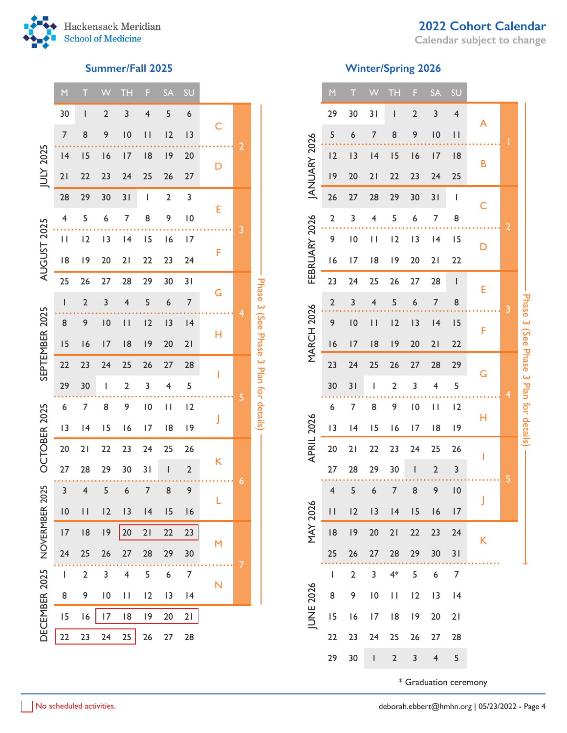Hackensack Meridian School of Medicine

# 2022 Cohort Calendar

Calendar subject to change

## Summer/Fall 2025

| Month | M | T | W | TH | F | SA | SU | Block | Phase 3 Period |
|---|---|---|---|---|---|---|---|---|---|
| JULY 2025 | 30 | 1 | 2 | 3 | 4 | 5 | 6 | C | 2 |
| JULY 2025 | 7 | 8 | 9 | 10 | 11 | 12 | 13 | C | 2 |
| JULY 2025 | 14 | 15 | 16 | 17 | 18 | 19 | 20 | D | 2 |
| JULY 2025 | 21 | 22 | 23 | 24 | 25 | 26 | 27 | D | 2 |
| AUGUST 2025 | 28 | 29 | 30 | 31 | 1 | 2 | 3 | E | 3 |
| AUGUST 2025 | 4 | 5 | 6 | 7 | 8 | 9 | 10 | E | 3 |
| AUGUST 2025 | 11 | 12 | 13 | 14 | 15 | 16 | 17 | F | 3 |
| AUGUST 2025 | 18 | 19 | 20 | 21 | 22 | 23 | 24 | F | 3 |
| SEPTEMBER 2025 | 25 | 26 | 27 | 28 | 29 | 30 | 31 | G | 4 |
| SEPTEMBER 2025 | 1 | 2 | 3 | 4 | 5 | 6 | 7 | G | 4 |
| SEPTEMBER 2025 | 8 | 9 | 10 | 11 | 12 | 13 | 14 | H | 4 |
| SEPTEMBER 2025 | 15 | 16 | 17 | 18 | 19 | 20 | 21 | H | 4 |
| OCTOBER 2025 | 22 | 23 | 24 | 25 | 26 | 27 | 28 | I | 5 |
| OCTOBER 2025 | 29 | 30 | 1 | 2 | 3 | 4 | 5 | I | 5 |
| OCTOBER 2025 | 6 | 7 | 8 | 9 | 10 | 11 | 12 | J | 5 |
| OCTOBER 2025 | 13 | 14 | 15 | 16 | 17 | 18 | 19 | J | 5 |
| NOVEMBER 2025 | 20 | 21 | 22 | 23 | 24 | 25 | 26 | K | 6 |
| NOVEMBER 2025 | 27 | 28 | 29 | 30 | 31 | 1 | 2 | K | 6 |
| NOVEMBER 2025 | 3 | 4 | 5 | 6 | 7 | 8 | 9 | L | 6 |
| NOVEMBER 2025 | 10 | 11 | 12 | 13 | 14 | 15 | 16 | L | 6 |
| DECEMBER 2025 | 17 | 18 | 19 | 20 | 21 | 22 | 23 | M | 7 |
| DECEMBER 2025 | 24 | 25 | 26 | 27 | 28 | 29 | 30 | M | 7 |
| DECEMBER 2025 | 1 | 2 | 3 | 4 | 5 | 6 | 7 | N | 7 |
| DECEMBER 2025 | 8 | 9 | 10 | 11 | 12 | 13 | 14 | N | 7 |
| DECEMBER 2025 | 15 | 16 | 17 | 18 | 19 | 20 | 21 | | |
| DECEMBER 2025 | 22 | 23 | 24 | 25 | 26 | 27 | 28 | | |

Phase 3 (See Phase 3 Plan for details)

No scheduled activities: November 20–23; December 17–25.

## Winter/Spring 2026

| Month | M | T | W | TH | F | SA | SU | Block | Phase 3 Period |
|---|---|---|---|---|---|---|---|---|---|
| JANUARY 2026 | 29 | 30 | 31 | 1 | 2 | 3 | 4 | A | 1 |
| JANUARY 2026 | 5 | 6 | 7 | 8 | 9 | 10 | 11 | A | 1 |
| JANUARY 2026 | 12 | 13 | 14 | 15 | 16 | 17 | 18 | B | 1 |
| JANUARY 2026 | 19 | 20 | 21 | 22 | 23 | 24 | 25 | B | 1 |
| FEBRUARY 2026 | 26 | 27 | 28 | 29 | 30 | 31 | 1 | C | 2 |
| FEBRUARY 2026 | 2 | 3 | 4 | 5 | 6 | 7 | 8 | C | 2 |
| FEBRUARY 2026 | 9 | 10 | 11 | 12 | 13 | 14 | 15 | D | 2 |
| FEBRUARY 2026 | 16 | 17 | 18 | 19 | 20 | 21 | 22 | D | 2 |
| MARCH 2026 | 23 | 24 | 25 | 26 | 27 | 28 | 1 | E | 3 |
| MARCH 2026 | 2 | 3 | 4 | 5 | 6 | 7 | 8 | E | 3 |
| MARCH 2026 | 9 | 10 | 11 | 12 | 13 | 14 | 15 | F | 3 |
| MARCH 2026 | 16 | 17 | 18 | 19 | 20 | 21 | 22 | F | 3 |
| APRIL 2026 | 23 | 24 | 25 | 26 | 27 | 28 | 29 | G | 4 |
| APRIL 2026 | 30 | 31 | 1 | 2 | 3 | 4 | 5 | G | 4 |
| APRIL 2026 | 6 | 7 | 8 | 9 | 10 | 11 | 12 | H | 4 |
| APRIL 2026 | 13 | 14 | 15 | 16 | 17 | 18 | 19 | H | 4 |
| MAY 2026 | 20 | 21 | 22 | 23 | 24 | 25 | 26 | I | 5 |
| MAY 2026 | 27 | 28 | 29 | 30 | 1 | 2 | 3 | I | 5 |
| MAY 2026 | 4 | 5 | 6 | 7 | 8 | 9 | 10 | J | 5 |
| MAY 2026 | 11 | 12 | 13 | 14 | 15 | 16 | 17 | J | 5 |
| MAY 2026 | 18 | 19 | 20 | 21 | 22 | 23 | 24 | K | |
| MAY 2026 | 25 | 26 | 27 | 28 | 29 | 30 | 31 | K | |
| JUNE 2026 | 1 | 2 | 3 | 4* | 5 | 6 | 7 | | |
| JUNE 2026 | 8 | 9 | 10 | 11 | 12 | 13 | 14 | | |
| JUNE 2026 | 15 | 16 | 17 | 18 | 19 | 20 | 21 | | |
| JUNE 2026 | 22 | 23 | 24 | 25 | 26 | 27 | 28 | | |
| JUNE 2026 | 29 | 30 | 1 | 2 | 3 | 4 | 5 | | |

Phase 3 (See Phase 3 Plan for details)

\* Graduation ceremony

No scheduled activities.

deborah.ebbert@hmhn.org | 05/23/2022